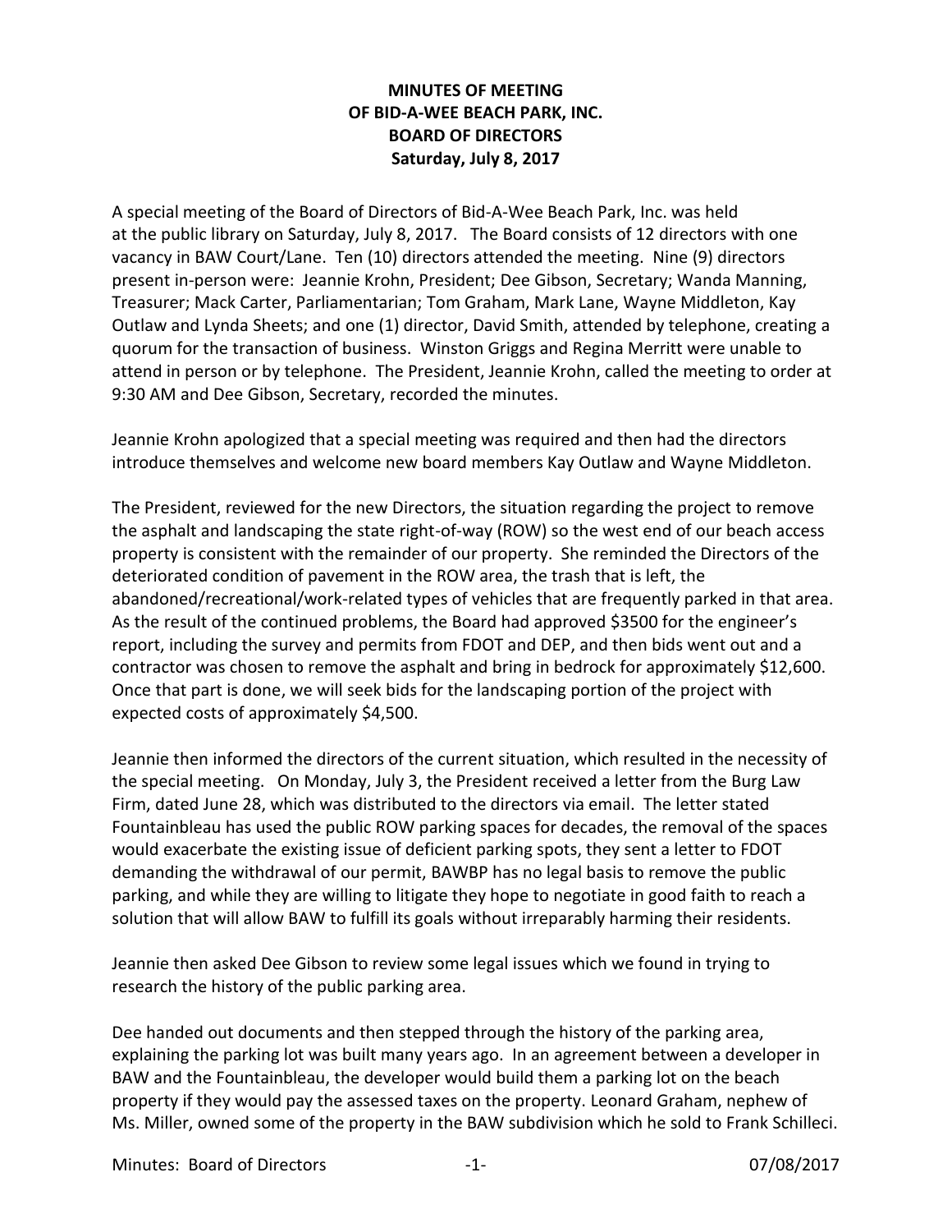**MINUTES OF MEETING**
**OF BID-A-WEE BEACH PARK, INC.**
**BOARD OF DIRECTORS**
**Saturday, July 8, 2017**

A special meeting of the Board of Directors of Bid-A-Wee Beach Park, Inc. was held at the public library on Saturday, July 8, 2017. The Board consists of 12 directors with one vacancy in BAW Court/Lane. Ten (10) directors attended the meeting. Nine (9) directors present in-person were: Jeannie Krohn, President; Dee Gibson, Secretary; Wanda Manning, Treasurer; Mack Carter, Parliamentarian; Tom Graham, Mark Lane, Wayne Middleton, Kay Outlaw and Lynda Sheets; and one (1) director, David Smith, attended by telephone, creating a quorum for the transaction of business. Winston Griggs and Regina Merritt were unable to attend in person or by telephone. The President, Jeannie Krohn, called the meeting to order at 9:30 AM and Dee Gibson, Secretary, recorded the minutes.

Jeannie Krohn apologized that a special meeting was required and then had the directors introduce themselves and welcome new board members Kay Outlaw and Wayne Middleton.

The President, reviewed for the new Directors, the situation regarding the project to remove the asphalt and landscaping the state right-of-way (ROW) so the west end of our beach access property is consistent with the remainder of our property. She reminded the Directors of the deteriorated condition of pavement in the ROW area, the trash that is left, the abandoned/recreational/work-related types of vehicles that are frequently parked in that area. As the result of the continued problems, the Board had approved $3500 for the engineer's report, including the survey and permits from FDOT and DEP, and then bids went out and a contractor was chosen to remove the asphalt and bring in bedrock for approximately $12,600. Once that part is done, we will seek bids for the landscaping portion of the project with expected costs of approximately $4,500.

Jeannie then informed the directors of the current situation, which resulted in the necessity of the special meeting. On Monday, July 3, the President received a letter from the Burg Law Firm, dated June 28, which was distributed to the directors via email. The letter stated Fountainbleau has used the public ROW parking spaces for decades, the removal of the spaces would exacerbate the existing issue of deficient parking spots, they sent a letter to FDOT demanding the withdrawal of our permit, BAWBP has no legal basis to remove the public parking, and while they are willing to litigate they hope to negotiate in good faith to reach a solution that will allow BAW to fulfill its goals without irreparably harming their residents.

Jeannie then asked Dee Gibson to review some legal issues which we found in trying to research the history of the public parking area.

Dee handed out documents and then stepped through the history of the parking area, explaining the parking lot was built many years ago. In an agreement between a developer in BAW and the Fountainbleau, the developer would build them a parking lot on the beach property if they would pay the assessed taxes on the property. Leonard Graham, nephew of Ms. Miller, owned some of the property in the BAW subdivision which he sold to Frank Schilleci.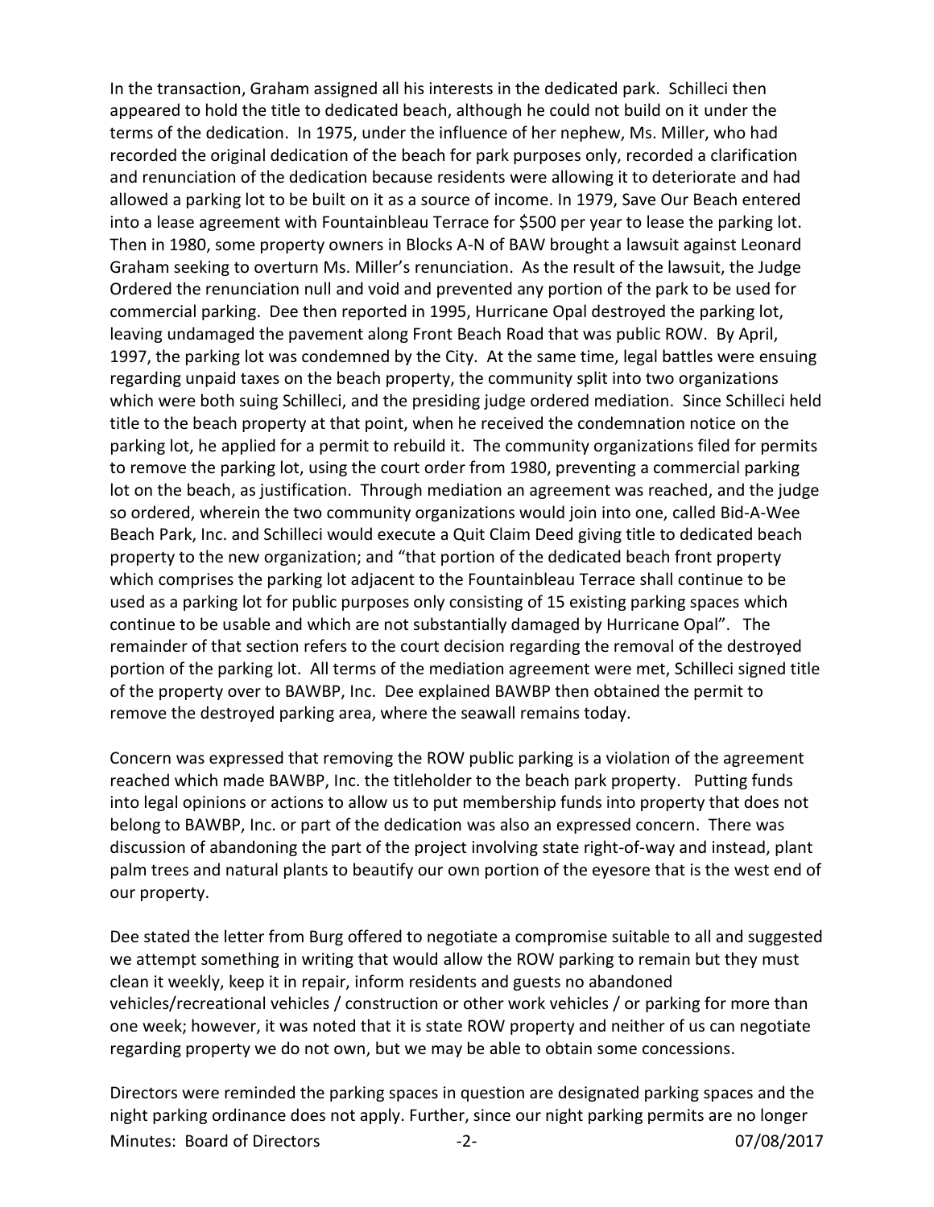In the transaction, Graham assigned all his interests in the dedicated park. Schilleci then appeared to hold the title to dedicated beach, although he could not build on it under the terms of the dedication. In 1975, under the influence of her nephew, Ms. Miller, who had recorded the original dedication of the beach for park purposes only, recorded a clarification and renunciation of the dedication because residents were allowing it to deteriorate and had allowed a parking lot to be built on it as a source of income. In 1979, Save Our Beach entered into a lease agreement with Fountainbleau Terrace for $500 per year to lease the parking lot. Then in 1980, some property owners in Blocks A-N of BAW brought a lawsuit against Leonard Graham seeking to overturn Ms. Miller's renunciation. As the result of the lawsuit, the Judge Ordered the renunciation null and void and prevented any portion of the park to be used for commercial parking. Dee then reported in 1995, Hurricane Opal destroyed the parking lot, leaving undamaged the pavement along Front Beach Road that was public ROW. By April, 1997, the parking lot was condemned by the City. At the same time, legal battles were ensuing regarding unpaid taxes on the beach property, the community split into two organizations which were both suing Schilleci, and the presiding judge ordered mediation. Since Schilleci held title to the beach property at that point, when he received the condemnation notice on the parking lot, he applied for a permit to rebuild it. The community organizations filed for permits to remove the parking lot, using the court order from 1980, preventing a commercial parking lot on the beach, as justification. Through mediation an agreement was reached, and the judge so ordered, wherein the two community organizations would join into one, called Bid-A-Wee Beach Park, Inc. and Schilleci would execute a Quit Claim Deed giving title to dedicated beach property to the new organization; and "that portion of the dedicated beach front property which comprises the parking lot adjacent to the Fountainbleau Terrace shall continue to be used as a parking lot for public purposes only consisting of 15 existing parking spaces which continue to be usable and which are not substantially damaged by Hurricane Opal". The remainder of that section refers to the court decision regarding the removal of the destroyed portion of the parking lot. All terms of the mediation agreement were met, Schilleci signed title of the property over to BAWBP, Inc. Dee explained BAWBP then obtained the permit to remove the destroyed parking area, where the seawall remains today.

Concern was expressed that removing the ROW public parking is a violation of the agreement reached which made BAWBP, Inc. the titleholder to the beach park property. Putting funds into legal opinions or actions to allow us to put membership funds into property that does not belong to BAWBP, Inc. or part of the dedication was also an expressed concern. There was discussion of abandoning the part of the project involving state right-of-way and instead, plant palm trees and natural plants to beautify our own portion of the eyesore that is the west end of our property.

Dee stated the letter from Burg offered to negotiate a compromise suitable to all and suggested we attempt something in writing that would allow the ROW parking to remain but they must clean it weekly, keep it in repair, inform residents and guests no abandoned vehicles/recreational vehicles / construction or other work vehicles / or parking for more than one week; however, it was noted that it is state ROW property and neither of us can negotiate regarding property we do not own, but we may be able to obtain some concessions.

Directors were reminded the parking spaces in question are designated parking spaces and the night parking ordinance does not apply. Further, since our night parking permits are no longer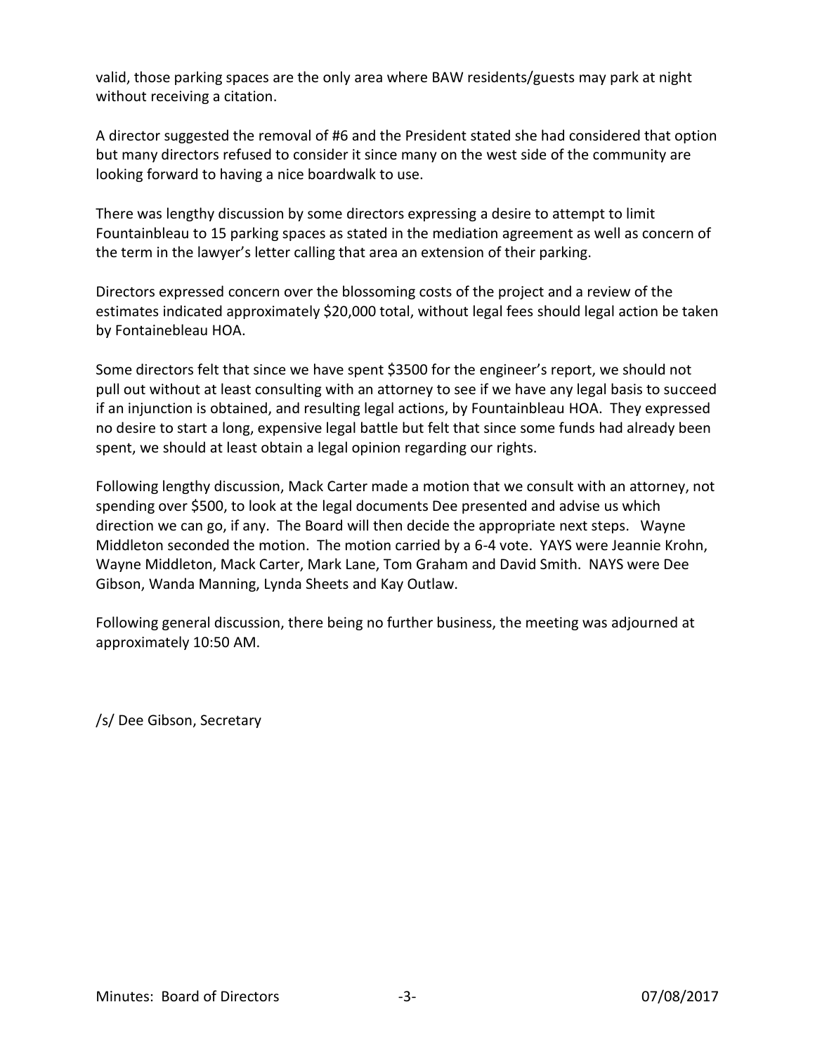valid, those parking spaces are the only area where BAW residents/guests may park at night without receiving a citation.

A director suggested the removal of #6 and the President stated she had considered that option but many directors refused to consider it since many on the west side of the community are looking forward to having a nice boardwalk to use.

There was lengthy discussion by some directors expressing a desire to attempt to limit Fountainbleau to 15 parking spaces as stated in the mediation agreement as well as concern of the term in the lawyer's letter calling that area an extension of their parking.

Directors expressed concern over the blossoming costs of the project and a review of the estimates indicated approximately $20,000 total, without legal fees should legal action be taken by Fontainebleau HOA.

Some directors felt that since we have spent $3500 for the engineer's report, we should not pull out without at least consulting with an attorney to see if we have any legal basis to succeed if an injunction is obtained, and resulting legal actions, by Fountainbleau HOA. They expressed no desire to start a long, expensive legal battle but felt that since some funds had already been spent, we should at least obtain a legal opinion regarding our rights.

Following lengthy discussion, Mack Carter made a motion that we consult with an attorney, not spending over $500, to look at the legal documents Dee presented and advise us which direction we can go, if any. The Board will then decide the appropriate next steps. Wayne Middleton seconded the motion. The motion carried by a 6-4 vote. YAYS were Jeannie Krohn, Wayne Middleton, Mack Carter, Mark Lane, Tom Graham and David Smith. NAYS were Dee Gibson, Wanda Manning, Lynda Sheets and Kay Outlaw.

Following general discussion, there being no further business, the meeting was adjourned at approximately 10:50 AM.

/s/ Dee Gibson, Secretary